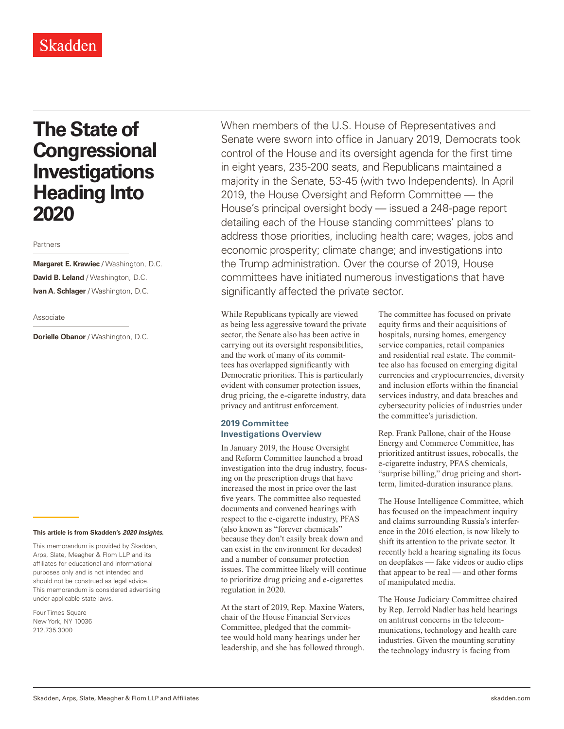Skadden

# The State of Congressional Investigations Heading Into 2020

Partners

**Margaret E. Krawiec** / Washington, D.C.
**David B. Leland** / Washington, D.C.
**Ivan A. Schlager** / Washington, D.C.

Associate

**Dorielle Obanor** / Washington, D.C.

When members of the U.S. House of Representatives and Senate were sworn into office in January 2019, Democrats took control of the House and its oversight agenda for the first time in eight years, 235-200 seats, and Republicans maintained a majority in the Senate, 53-45 (with two Independents). In April 2019, the House Oversight and Reform Committee — the House's principal oversight body — issued a 248-page report detailing each of the House standing committees' plans to address those priorities, including health care; wages, jobs and economic prosperity; climate change; and investigations into the Trump administration. Over the course of 2019, House committees have initiated numerous investigations that have significantly affected the private sector.

While Republicans typically are viewed as being less aggressive toward the private sector, the Senate also has been active in carrying out its oversight responsibilities, and the work of many of its committees has overlapped significantly with Democratic priorities. This is particularly evident with consumer protection issues, drug pricing, the e-cigarette industry, data privacy and antitrust enforcement.

## 2019 Committee Investigations Overview

In January 2019, the House Oversight and Reform Committee launched a broad investigation into the drug industry, focusing on the prescription drugs that have increased the most in price over the last five years. The committee also requested documents and convened hearings with respect to the e-cigarette industry, PFAS (also known as "forever chemicals" because they don't easily break down and can exist in the environment for decades) and a number of consumer protection issues. The committee likely will continue to prioritize drug pricing and e-cigarettes regulation in 2020.

At the start of 2019, Rep. Maxine Waters, chair of the House Financial Services Committee, pledged that the committee would hold many hearings under her leadership, and she has followed through. The committee has focused on private equity firms and their acquisitions of hospitals, nursing homes, emergency service companies, retail companies and residential real estate. The committee also has focused on emerging digital currencies and cryptocurrencies, diversity and inclusion efforts within the financial services industry, and data breaches and cybersecurity policies of industries under the committee's jurisdiction.

Rep. Frank Pallone, chair of the House Energy and Commerce Committee, has prioritized antitrust issues, robocalls, the e-cigarette industry, PFAS chemicals, "surprise billing," drug pricing and short-term, limited-duration insurance plans.

The House Intelligence Committee, which has focused on the impeachment inquiry and claims surrounding Russia's interference in the 2016 election, is now likely to shift its attention to the private sector. It recently held a hearing signaling its focus on deepfakes — fake videos or audio clips that appear to be real — and other forms of manipulated media.

The House Judiciary Committee chaired by Rep. Jerrold Nadler has held hearings on antitrust concerns in the telecommunications, technology and health care industries. Given the mounting scrutiny the technology industry is facing from

**This article is from Skadden's *2020 Insights*.**

This memorandum is provided by Skadden, Arps, Slate, Meagher & Flom LLP and its affiliates for educational and informational purposes only and is not intended and should not be construed as legal advice. This memorandum is considered advertising under applicable state laws.

Four Times Square
New York, NY 10036
212.735.3000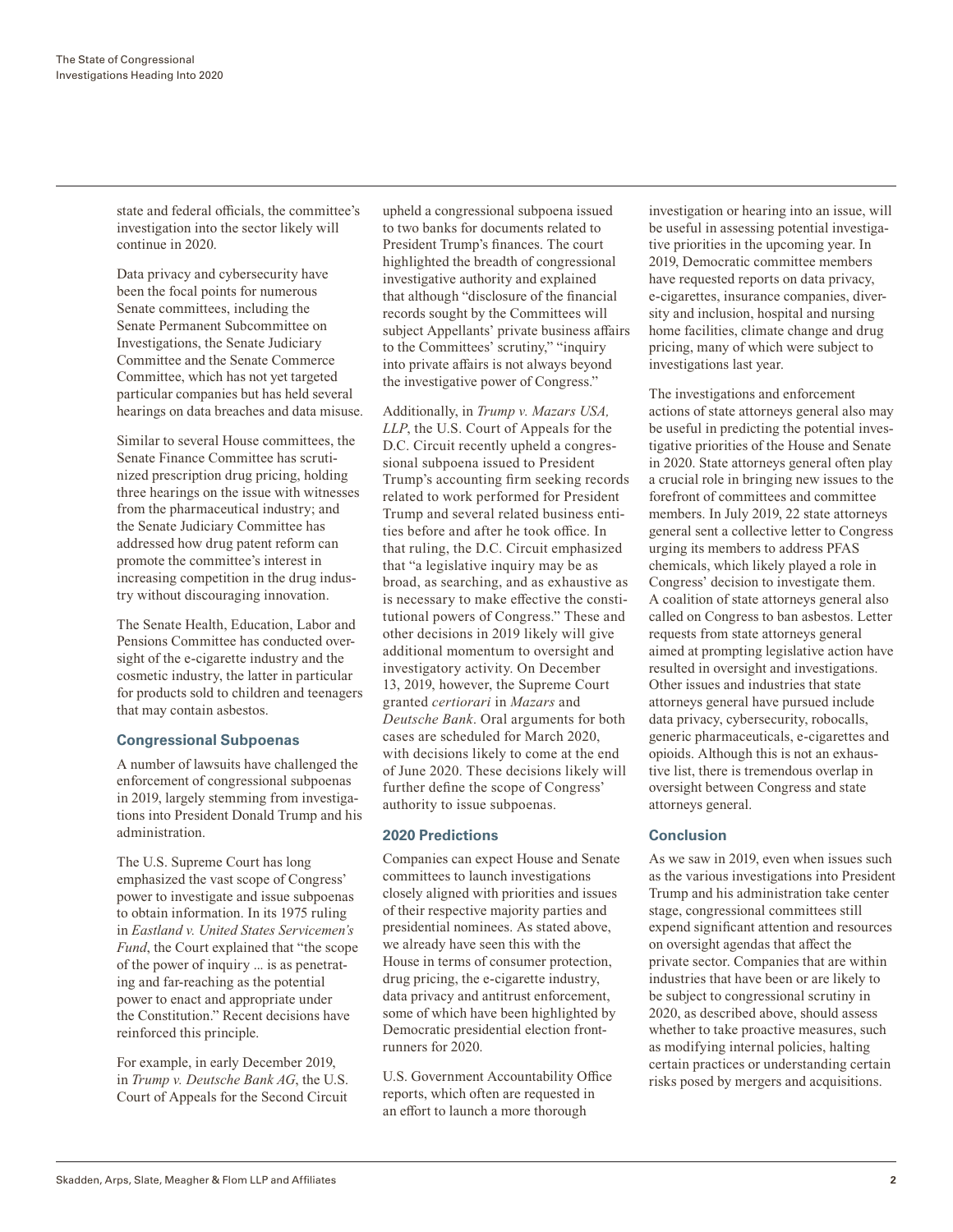state and federal officials, the committee's investigation into the sector likely will continue in 2020.

Data privacy and cybersecurity have been the focal points for numerous Senate committees, including the Senate Permanent Subcommittee on Investigations, the Senate Judiciary Committee and the Senate Commerce Committee, which has not yet targeted particular companies but has held several hearings on data breaches and data misuse.

Similar to several House committees, the Senate Finance Committee has scrutinized prescription drug pricing, holding three hearings on the issue with witnesses from the pharmaceutical industry; and the Senate Judiciary Committee has addressed how drug patent reform can promote the committee's interest in increasing competition in the drug industry without discouraging innovation.

The Senate Health, Education, Labor and Pensions Committee has conducted oversight of the e-cigarette industry and the cosmetic industry, the latter in particular for products sold to children and teenagers that may contain asbestos.

### Congressional Subpoenas

A number of lawsuits have challenged the enforcement of congressional subpoenas in 2019, largely stemming from investigations into President Donald Trump and his administration.

The U.S. Supreme Court has long emphasized the vast scope of Congress' power to investigate and issue subpoenas to obtain information. In its 1975 ruling in *Eastland v. United States Servicemen's Fund*, the Court explained that "the scope of the power of inquiry ... is as penetrating and far-reaching as the potential power to enact and appropriate under the Constitution." Recent decisions have reinforced this principle.

For example, in early December 2019, in *Trump v. Deutsche Bank AG*, the U.S. Court of Appeals for the Second Circuit upheld a congressional subpoena issued to two banks for documents related to President Trump's finances. The court highlighted the breadth of congressional investigative authority and explained that although "disclosure of the financial records sought by the Committees will subject Appellants' private business affairs to the Committees' scrutiny," "inquiry into private affairs is not always beyond the investigative power of Congress."

Additionally, in *Trump v. Mazars USA, LLP*, the U.S. Court of Appeals for the D.C. Circuit recently upheld a congressional subpoena issued to President Trump's accounting firm seeking records related to work performed for President Trump and several related business entities before and after he took office. In that ruling, the D.C. Circuit emphasized that "a legislative inquiry may be as broad, as searching, and as exhaustive as is necessary to make effective the constitutional powers of Congress." These and other decisions in 2019 likely will give additional momentum to oversight and investigatory activity. On December 13, 2019, however, the Supreme Court granted *certiorari* in *Mazars* and *Deutsche Bank*. Oral arguments for both cases are scheduled for March 2020, with decisions likely to come at the end of June 2020. These decisions likely will further define the scope of Congress' authority to issue subpoenas.

### 2020 Predictions

Companies can expect House and Senate committees to launch investigations closely aligned with priorities and issues of their respective majority parties and presidential nominees. As stated above, we already have seen this with the House in terms of consumer protection, drug pricing, the e-cigarette industry, data privacy and antitrust enforcement, some of which have been highlighted by Democratic presidential election frontrunners for 2020.

U.S. Government Accountability Office reports, which often are requested in an effort to launch a more thorough investigation or hearing into an issue, will be useful in assessing potential investigative priorities in the upcoming year. In 2019, Democratic committee members have requested reports on data privacy, e-cigarettes, insurance companies, diversity and inclusion, hospital and nursing home facilities, climate change and drug pricing, many of which were subject to investigations last year.

The investigations and enforcement actions of state attorneys general also may be useful in predicting the potential investigative priorities of the House and Senate in 2020. State attorneys general often play a crucial role in bringing new issues to the forefront of committees and committee members. In July 2019, 22 state attorneys general sent a collective letter to Congress urging its members to address PFAS chemicals, which likely played a role in Congress' decision to investigate them. A coalition of state attorneys general also called on Congress to ban asbestos. Letter requests from state attorneys general aimed at prompting legislative action have resulted in oversight and investigations. Other issues and industries that state attorneys general have pursued include data privacy, cybersecurity, robocalls, generic pharmaceuticals, e-cigarettes and opioids. Although this is not an exhaustive list, there is tremendous overlap in oversight between Congress and state attorneys general.

### Conclusion

As we saw in 2019, even when issues such as the various investigations into President Trump and his administration take center stage, congressional committees still expend significant attention and resources on oversight agendas that affect the private sector. Companies that are within industries that have been or are likely to be subject to congressional scrutiny in 2020, as described above, should assess whether to take proactive measures, such as modifying internal policies, halting certain practices or understanding certain risks posed by mergers and acquisitions.